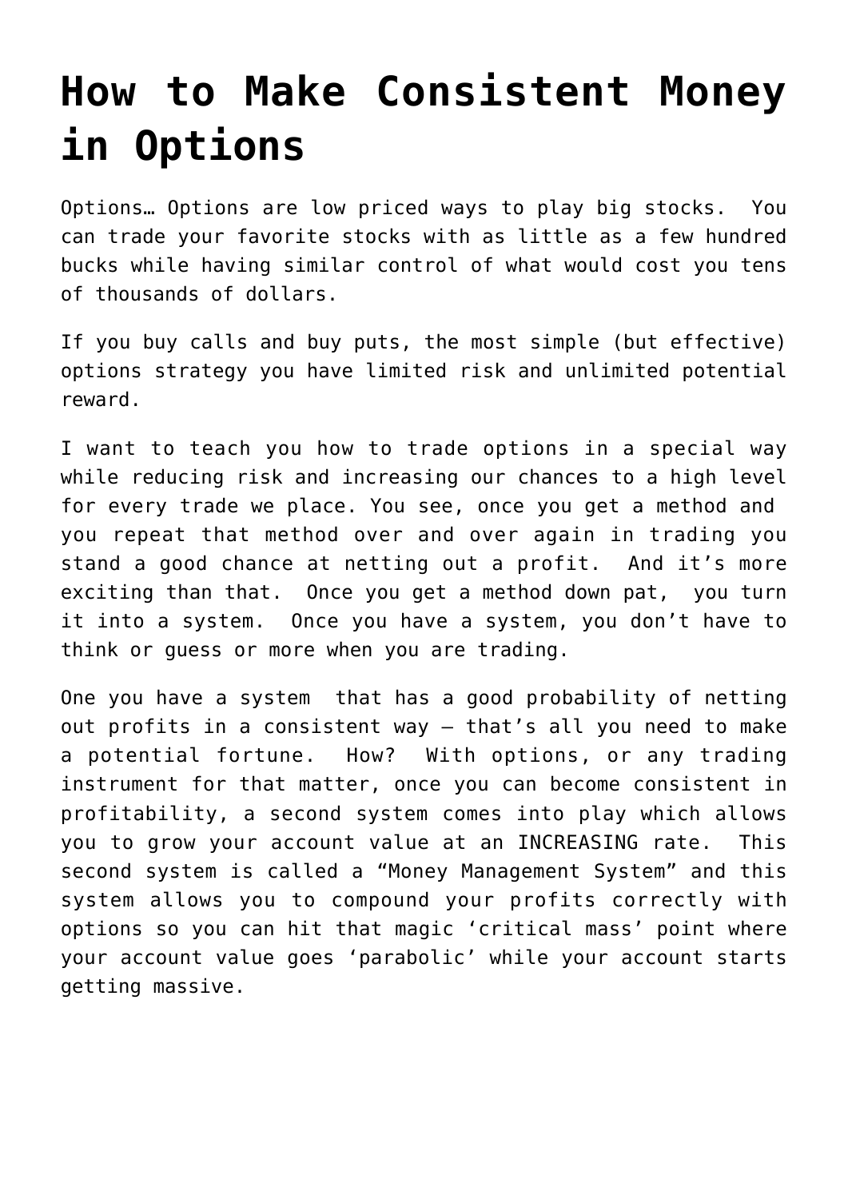# How to Make Consistent Money in Options

Options… Options are low priced ways to play big stocks. You can trade your favorite stocks with as little as a few hundred bucks while having similar control of what would cost you tens of thousands of dollars.

If you buy calls and buy puts, the most simple (but effective) options strategy you have limited risk and unlimited potential reward.

I want to teach you how to trade options in a special way while reducing risk and increasing our chances to a high level for every trade we place. You see, once you get a method and you repeat that method over and over again in trading you stand a good chance at netting out a profit. And it's more exciting than that. Once you get a method down pat, you turn it into a system. Once you have a system, you don't have to think or guess or more when you are trading.

One you have a system that has a good probability of netting out profits in a consistent way – that's all you need to make a potential fortune. How? With options, or any trading instrument for that matter, once you can become consistent in profitability, a second system comes into play which allows you to grow your account value at an INCREASING rate. This second system is called a "Money Management System" and this system allows you to compound your profits correctly with options so you can hit that magic 'critical mass' point where your account value goes 'parabolic' while your account starts getting massive.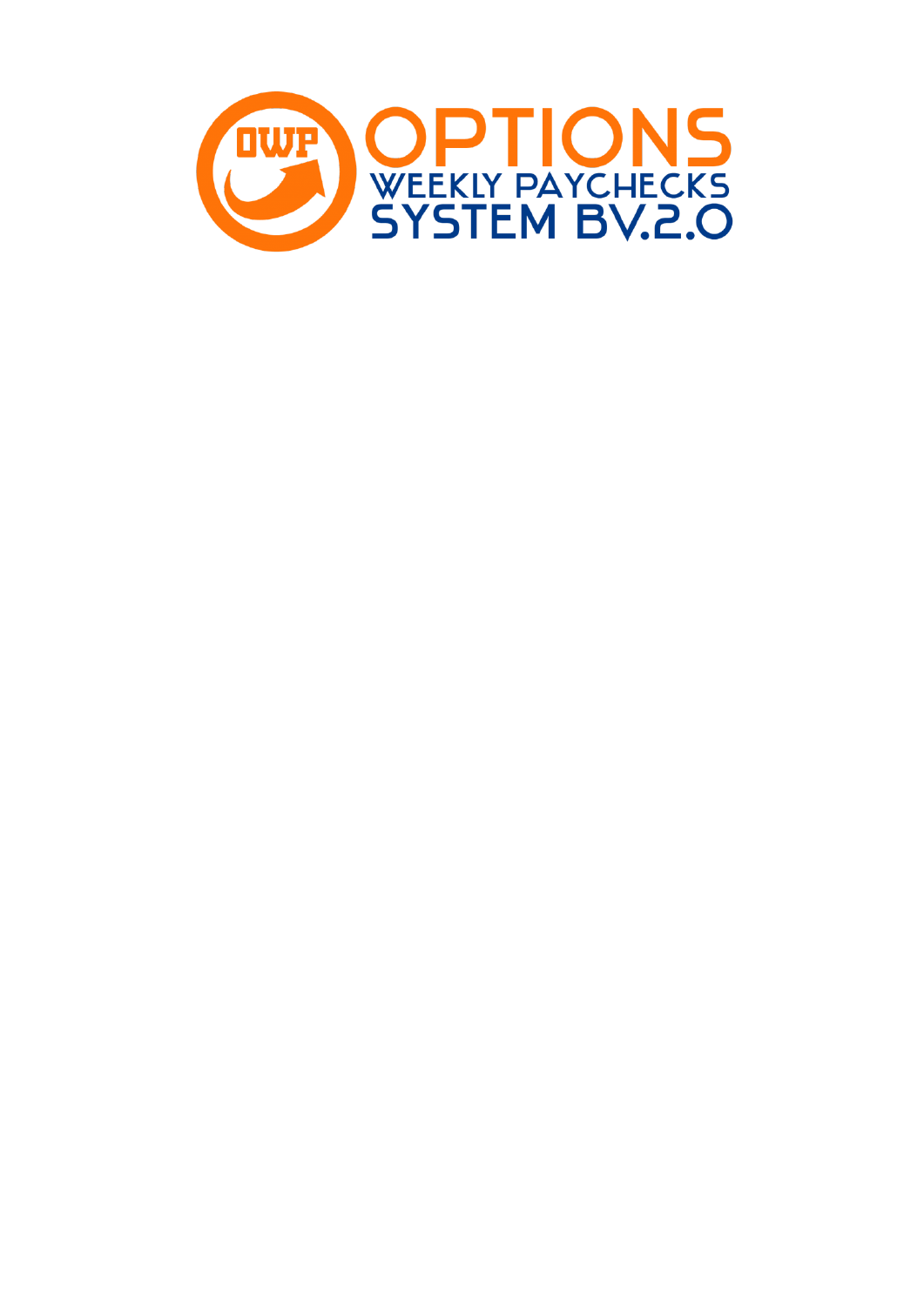OWP

OPTIONS

WEEKLY PAYCHECKS

SYSTEM BV.2.0